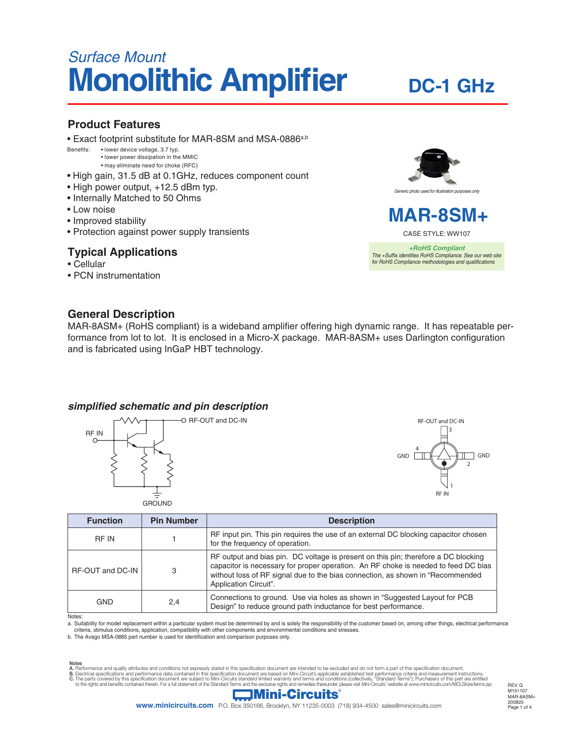*Surface Mount*

# Monolithic Amplifier

## DC-1 GHz

## Product Features

- Exact footprint substitute for MAR-8SM and MSA-0886[a,b]

Benefits:
- lower device voltage, 3.7 typ.
- lower power dissipation in the MMIC
- may eliminate need for choke (RFC)

- High gain, 31.5 dB at 0.1GHz, reduces component count
- High power output, +12.5 dBm typ.
- Internally Matched to 50 Ohms
- Low noise
- Improved stability
- Protection against power supply transients

## Typical Applications

- Cellular
- PCN instrumentation

*Generic photo used for illustration purposes only*

# MAR-8SM+

CASE STYLE: WW107

***+RoHS Compliant***
*The +Suffix identifies RoHS Compliance. See our web site for RoHS Compliance methodologies and qualifications*

## General Description

MAR-8ASM+ (RoHS compliant) is a wideband amplifier offering high dynamic range. It has repeatable performance from lot to lot. It is enclosed in a Micro-X package. MAR-8ASM+ uses Darlington configuration and is fabricated using InGaP HBT technology.

### *simplified schematic and pin description*

RF IN — RF-OUT and DC-IN — GROUND

RF-OUT and DC-IN (3), GND (4), GND (2), RF IN (1)

| Function | Pin Number | Description |
|---|---|---|
| RF IN | 1 | RF input pin. This pin requires the use of an external DC blocking capacitor chosen for the frequency of operation. |
| RF-OUT and DC-IN | 3 | RF output and bias pin. DC voltage is present on this pin; therefore a DC blocking capacitor is necessary for proper operation. An RF choke is needed to feed DC bias without loss of RF signal due to the bias connection, as shown in "Recommended Application Circuit". |
| GND | 2,4 | Connections to ground. Use via holes as shown in "Suggested Layout for PCB Design" to reduce ground path inductance for best performance. |

Notes:
a. Suitability for model replacement within a particular system must be determined by and is solely the responsibility of the customer based on, among other things, electrical performance criteria, stimulus conditions, application, compatibility with other components and environmental conditions and stresses.
b. The Avago MSA-0885 part number is used for identification and comparison purposes only.

Notes
A. Performance and quality attributes and conditions not expressly stated in this specification document are intended to be excluded and do not form a part of this specification document.
B. Electrical specifications and performance data contained in this specification document are based on Mini-Circuit's applicable established test performance criteria and measurement instructions.
C. The parts covered by this specification document are subject to Mini-Circuits standard limited warranty and terms and conditions (collectively, "Standard Terms"); Purchasers of this part are entitled to the rights and benefits contained therein. For a full statement of the Standard Terms and the exclusive rights and remedies thereunder, please visit Mini-Circuits' website at www.minicircuits.com/MCLStore/terms.jsp

Mini-Circuits®

www.minicircuits.com P.O. Box 350166, Brooklyn, NY 11235-0003 (718) 934-4500 sales@minicircuits.com

REV. G
M151107
MAR-8ASM+
200820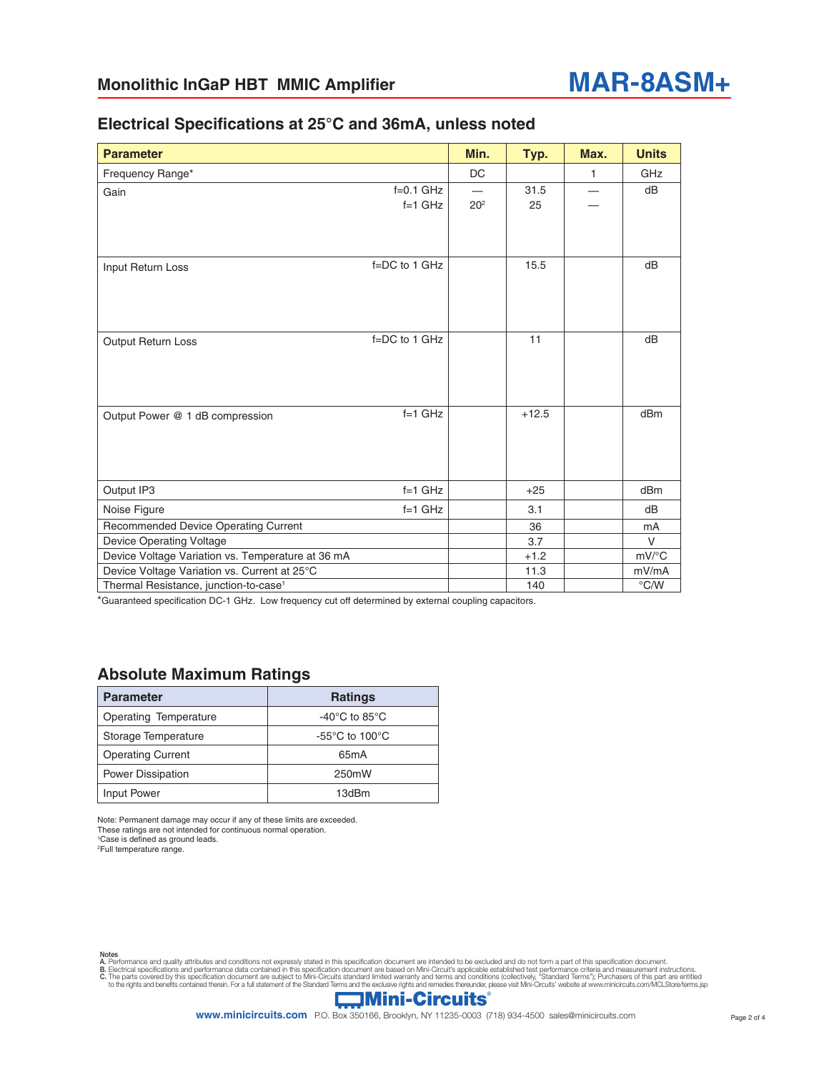## Electrical Specifications at 25°C and 36mA, unless noted

| Parameter | | Min. | Typ. | Max. | Units |
|---|---|---|---|---|---|
| Frequency Range* | | DC | | 1 | GHz |
| Gain | f=0.1 GHz | — | 31.5 | — | dB |
| | f=1 GHz | 20[2] | 25 | — | |
| Input Return Loss | f=DC to 1 GHz | | 15.5 | | dB |
| Output Return Loss | f=DC to 1 GHz | | 11 | | dB |
| Output Power @ 1 dB compression | f=1 GHz | | +12.5 | | dBm |
| Output IP3 | f=1 GHz | | +25 | | dBm |
| Noise Figure | f=1 GHz | | 3.1 | | dB |
| Recommended Device Operating Current | | | 36 | | mA |
| Device Operating Voltage | | | 3.7 | | V |
| Device Voltage Variation vs. Temperature at 36 mA | | | +1.2 | | mV/°C |
| Device Voltage Variation vs. Current at 25°C | | | 11.3 | | mV/mA |
| Thermal Resistance, junction-to-case[1] | | | 140 | | °C/W |

*Guaranteed specification DC-1 GHz. Low frequency cut off determined by external coupling capacitors.

## Absolute Maximum Ratings

| Parameter | Ratings |
|---|---|
| Operating Temperature | -40°C to 85°C |
| Storage Temperature | -55°C to 100°C |
| Operating Current | 65mA |
| Power Dissipation | 250mW |
| Input Power | 13dBm |

Note: Permanent damage may occur if any of these limits are exceeded.
These ratings are not intended for continuous normal operation.
[1]Case is defined as ground leads.
[2]Full temperature range.

Notes
A. Performance and quality attributes and conditions not expressly stated in this specification document are intended to be excluded and do not form a part of this specification document.
B. Electrical specifications and performance data contained in this specification document are based on Mini-Circuit's applicable established test performance criteria and measurement instructions.
C. The parts covered by this specification document are subject to Mini-Circuits standard limited warranty and terms and conditions (collectively, "Standard Terms"); Purchasers of this part are entitled to the rights and benefits contained therein. For a full statement of the Standard Terms and the exclusive rights and remedies thereunder, please visit Mini-Circuits' website at www.minicircuits.com/MCLStore/terms.jsp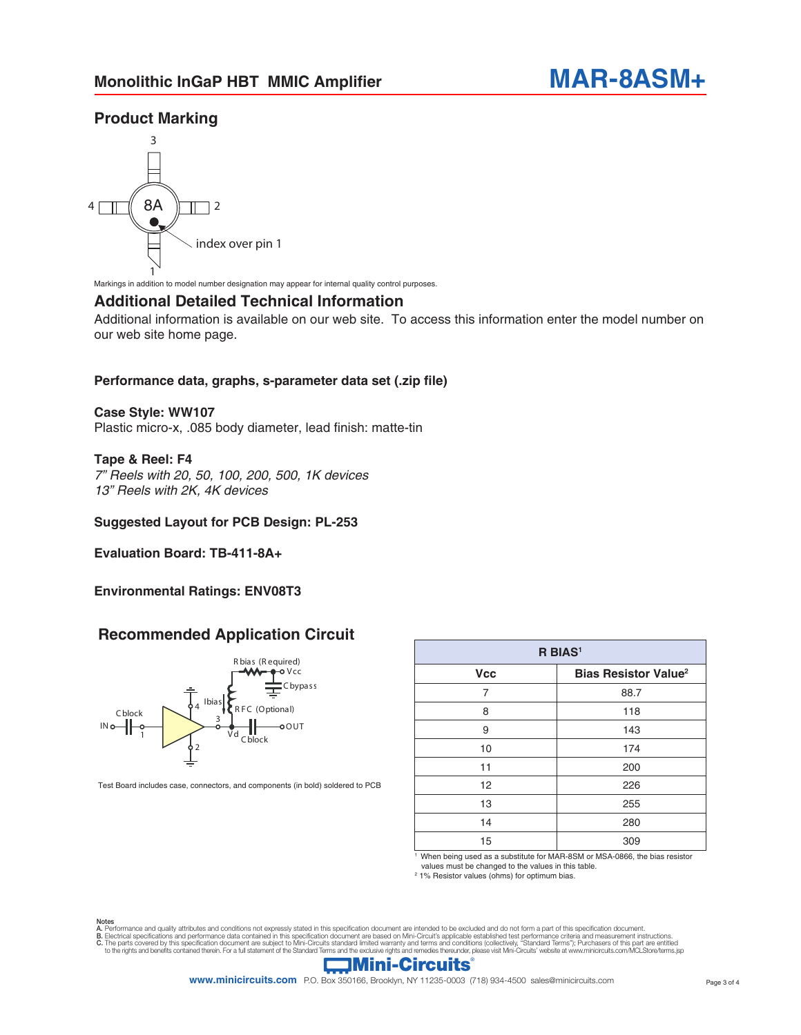## Product Marking

Markings in addition to model number designation may appear for internal quality control purposes.

## Additional Detailed Technical Information

Additional information is available on our web site. To access this information enter the model number on our web site home page.

**Performance data, graphs, s-parameter data set (.zip file)**

**Case Style: WW107**
Plastic micro-x, .085 body diameter, lead finish: matte-tin

**Tape & Reel: F4**
*7" Reels with 20, 50, 100, 200, 500, 1K devices*
*13" Reels with 2K, 4K devices*

**Suggested Layout for PCB Design: PL-253**

**Evaluation Board: TB-411-8A+**

**Environmental Ratings: ENV08T3**

## Recommended Application Circuit

Test Board includes case, connectors, and components (in bold) soldered to PCB

| R BIAS[1] | |
|---|---|
| Vcc | Bias Resistor Value[2] |
| 7 | 88.7 |
| 8 | 118 |
| 9 | 143 |
| 10 | 174 |
| 11 | 200 |
| 12 | 226 |
| 13 | 255 |
| 14 | 280 |
| 15 | 309 |

[1] When being used as a substitute for MAR-8SM or MSA-0866, the bias resistor values must be changed to the values in this table.
[2] 1% Resistor values (ohms) for optimum bias.

Notes
A. Performance and quality attributes and conditions not expressly stated in this specification document are intended to be excluded and do not form a part of this specification document.
B. Electrical specifications and performance data contained in this specification document are based on Mini-Circuit's applicable established test performance criteria and measurement instructions.
C. The parts covered by this specification document are subject to Mini-Circuits standard limited warranty and terms and conditions (collectively, "Standard Terms"); Purchasers of this part are entitled to the rights and benefits contained therein. For a full statement of the Standard Terms and the exclusive rights and remedies thereunder, please visit Mini-Circuits' website at www.minicircuits.com/MCLStore/terms.jsp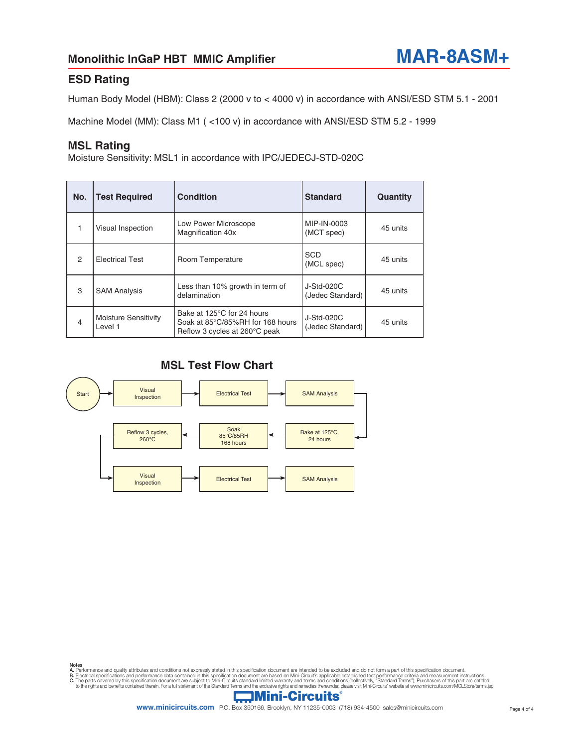## ESD Rating

Human Body Model (HBM): Class 2 (2000 v to < 4000 v) in accordance with ANSI/ESD STM 5.1 - 2001

Machine Model (MM): Class M1 ( <100 v) in accordance with ANSI/ESD STM 5.2 - 1999

## MSL Rating

Moisture Sensitivity: MSL1 in accordance with IPC/JEDECJ-STD-020C

| No. | Test Required | Condition | Standard | Quantity |
|---|---|---|---|---|
| 1 | Visual Inspection | Low Power Microscope Magnification 40x | MIP-IN-0003 (MCT spec) | 45 units |
| 2 | Electrical Test | Room Temperature | SCD (MCL spec) | 45 units |
| 3 | SAM Analysis | Less than 10% growth in term of delamination | J-Std-020C (Jedec Standard) | 45 units |
| 4 | Moisture Sensitivity Level 1 | Bake at 125°C for 24 hours<br>Soak at 85°C/85%RH for 168 hours<br>Reflow 3 cycles at 260°C peak | J-Std-020C (Jedec Standard) | 45 units |

### MSL Test Flow Chart

Start

Visual Inspection

Electrical Test

SAM Analysis

Bake at 125°C, 24 hours

Soak 85°C/85RH 168 hours

Reflow 3 cycles, 260°C

Visual Inspection

Electrical Test

SAM Analysis

Notes

A. Performance and quality attributes and conditions not expressly stated in this specification document are intended to be excluded and do not form a part of this specification document.
B. Electrical specifications and performance data contained in this specification document are based on Mini-Circuit's applicable established test performance criteria and measurement instructions.
C. The parts covered by this specification document are subject to Mini-Circuits standard limited warranty and terms and conditions (collectively, "Standard Terms"); Purchasers of this part are entitled to the rights and benefits contained therein. For a full statement of the Standard Terms and the exclusive rights and remedies thereunder, please visit Mini-Circuits' website at www.minicircuits.com/MCLStore/terms.jsp

Mini-Circuits®

www.minicircuits.com P.O. Box 350166, Brooklyn, NY 11235-0003 (718) 934-4500 sales@minicircuits.com